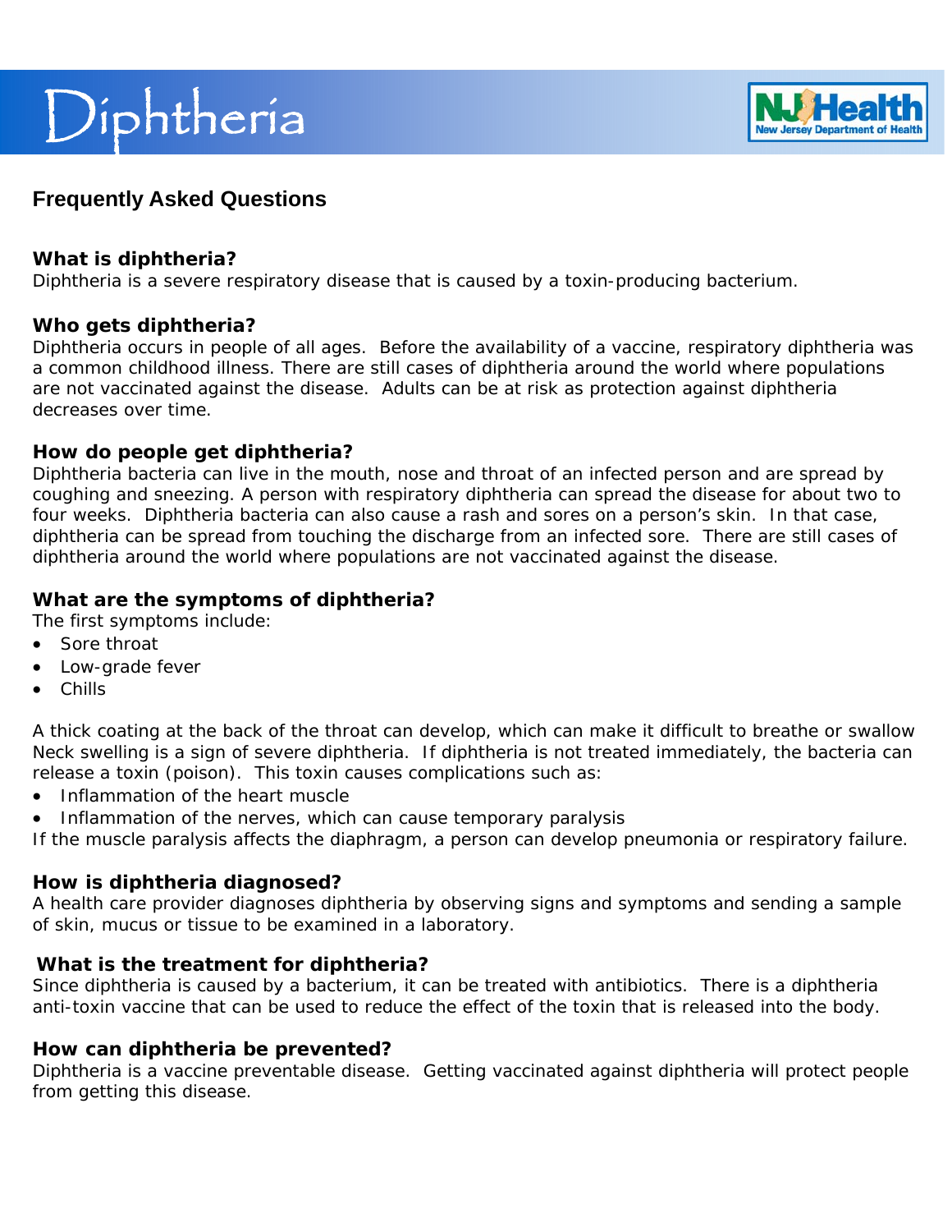# Diphtheria

NJ Health
New Jersey Department of Health

## Frequently Asked Questions

### What is diphtheria?

Diphtheria is a severe respiratory disease that is caused by a toxin-producing bacterium.

### Who gets diphtheria?

Diphtheria occurs in people of all ages. Before the availability of a vaccine, respiratory diphtheria was a common childhood illness. There are still cases of diphtheria around the world where populations are not vaccinated against the disease. Adults can be at risk as protection against diphtheria decreases over time.

### How do people get diphtheria?

Diphtheria bacteria can live in the mouth, nose and throat of an infected person and are spread by coughing and sneezing. A person with respiratory diphtheria can spread the disease for about two to four weeks. Diphtheria bacteria can also cause a rash and sores on a person's skin. In that case, diphtheria can be spread from touching the discharge from an infected sore. There are still cases of diphtheria around the world where populations are not vaccinated against the disease.

### What are the symptoms of diphtheria?

The first symptoms include:

- Sore throat
- Low-grade fever
- Chills

A thick coating at the back of the throat can develop, which can make it difficult to breathe or swallow Neck swelling is a sign of severe diphtheria. If diphtheria is not treated immediately, the bacteria can release a toxin (poison). This toxin causes complications such as:

- Inflammation of the heart muscle
- Inflammation of the nerves, which can cause temporary paralysis

If the muscle paralysis affects the diaphragm, a person can develop pneumonia or respiratory failure.

### How is diphtheria diagnosed?

A health care provider diagnoses diphtheria by observing signs and symptoms and sending a sample of skin, mucus or tissue to be examined in a laboratory.

### What is the treatment for diphtheria?

Since diphtheria is caused by a bacterium, it can be treated with antibiotics. There is a diphtheria anti-toxin vaccine that can be used to reduce the effect of the toxin that is released into the body.

### How can diphtheria be prevented?

Diphtheria is a vaccine preventable disease. Getting vaccinated against diphtheria will protect people from getting this disease.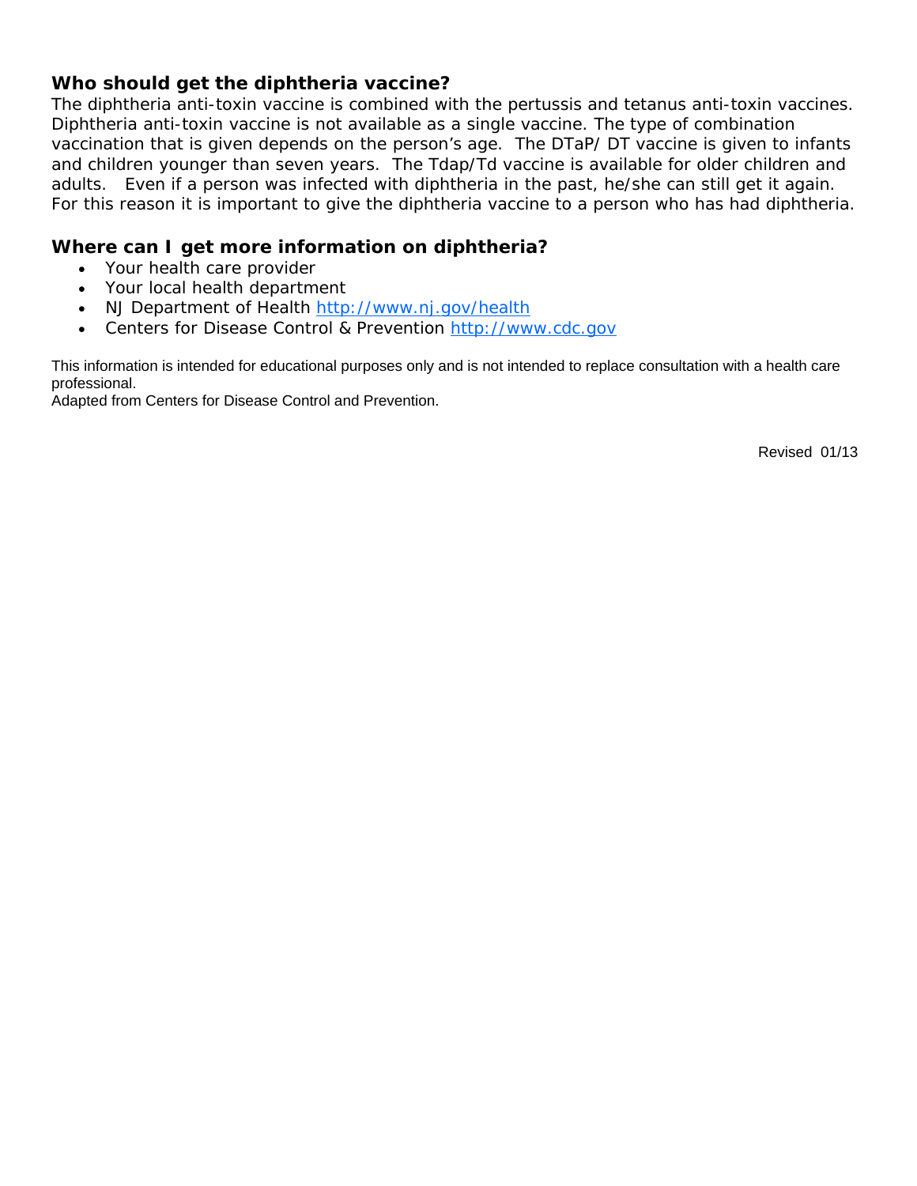## Who should get the diphtheria vaccine?

The diphtheria anti-toxin vaccine is combined with the pertussis and tetanus anti-toxin vaccines. Diphtheria anti-toxin vaccine is not available as a single vaccine. The type of combination vaccination that is given depends on the person's age. The DTaP/ DT vaccine is given to infants and children younger than seven years. The Tdap/Td vaccine is available for older children and adults. Even if a person was infected with diphtheria in the past, he/she can still get it again. For this reason it is important to give the diphtheria vaccine to a person who has had diphtheria.

## Where can I get more information on diphtheria?

- Your health care provider
- Your local health department
- NJ Department of Health http://www.nj.gov/health
- Centers for Disease Control & Prevention http://www.cdc.gov

This information is intended for educational purposes only and is not intended to replace consultation with a health care professional.
Adapted from Centers for Disease Control and Prevention.

Revised 01/13